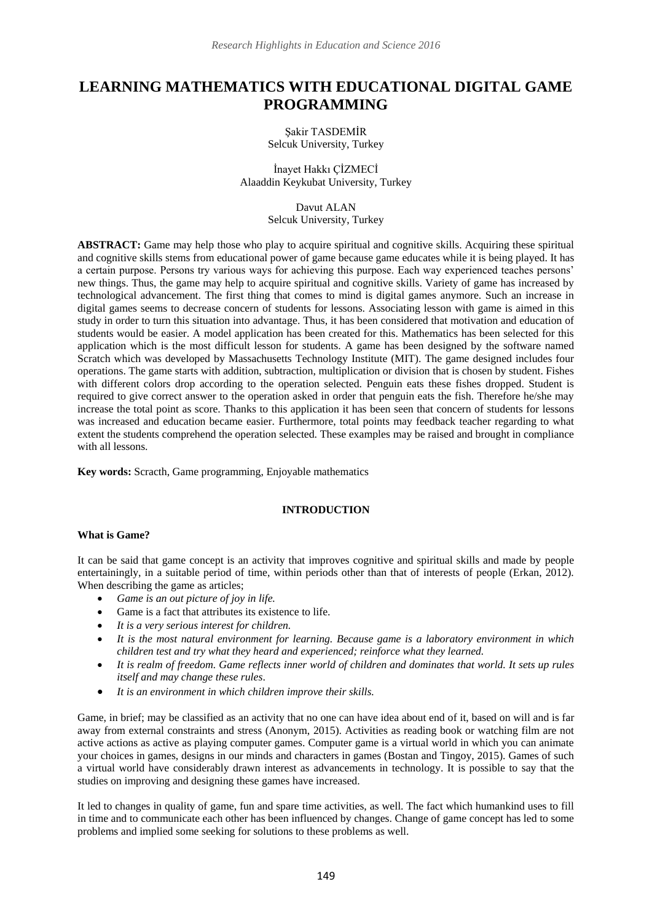# LEARNING MATHEMATICS WITH EDUCATIONAL DIGITAL GAME PROGRAMMING

Şakir TASDEMİR
Selcuk University, Turkey

İnayet Hakkı ÇİZMECİ
Alaaddin Keykubat University, Turkey

Davut ALAN
Selcuk University, Turkey

**ABSTRACT:** Game may help those who play to acquire spiritual and cognitive skills. Acquiring these spiritual and cognitive skills stems from educational power of game because game educates while it is being played. It has a certain purpose. Persons try various ways for achieving this purpose. Each way experienced teaches persons' new things. Thus, the game may help to acquire spiritual and cognitive skills. Variety of game has increased by technological advancement. The first thing that comes to mind is digital games anymore. Such an increase in digital games seems to decrease concern of students for lessons. Associating lesson with game is aimed in this study in order to turn this situation into advantage. Thus, it has been considered that motivation and education of students would be easier. A model application has been created for this. Mathematics has been selected for this application which is the most difficult lesson for students. A game has been designed by the software named Scratch which was developed by Massachusetts Technology Institute (MIT). The game designed includes four operations. The game starts with addition, subtraction, multiplication or division that is chosen by student. Fishes with different colors drop according to the operation selected. Penguin eats these fishes dropped. Student is required to give correct answer to the operation asked in order that penguin eats the fish. Therefore he/she may increase the total point as score. Thanks to this application it has been seen that concern of students for lessons was increased and education became easier. Furthermore, total points may feedback teacher regarding to what extent the students comprehend the operation selected. These examples may be raised and brought in compliance with all lessons.

**Key words:** Scracth, Game programming, Enjoyable mathematics

## INTRODUCTION

### What is Game?

It can be said that game concept is an activity that improves cognitive and spiritual skills and made by people entertainingly, in a suitable period of time, within periods other than that of interests of people (Erkan, 2012). When describing the game as articles;

- *Game is an out picture of joy in life.*
- Game is a fact that attributes its existence to life.
- *It is a very serious interest for children.*
- *It is the most natural environment for learning. Because game is a laboratory environment in which children test and try what they heard and experienced; reinforce what they learned.*
- *It is realm of freedom. Game reflects inner world of children and dominates that world. It sets up rules itself and may change these rules*.
- *It is an environment in which children improve their skills.*

Game, in brief; may be classified as an activity that no one can have idea about end of it, based on will and is far away from external constraints and stress (Anonym, 2015). Activities as reading book or watching film are not active actions as active as playing computer games. Computer game is a virtual world in which you can animate your choices in games, designs in our minds and characters in games (Bostan and Tingoy, 2015). Games of such a virtual world have considerably drawn interest as advancements in technology. It is possible to say that the studies on improving and designing these games have increased.

It led to changes in quality of game, fun and spare time activities, as well. The fact which humankind uses to fill in time and to communicate each other has been influenced by changes. Change of game concept has led to some problems and implied some seeking for solutions to these problems as well.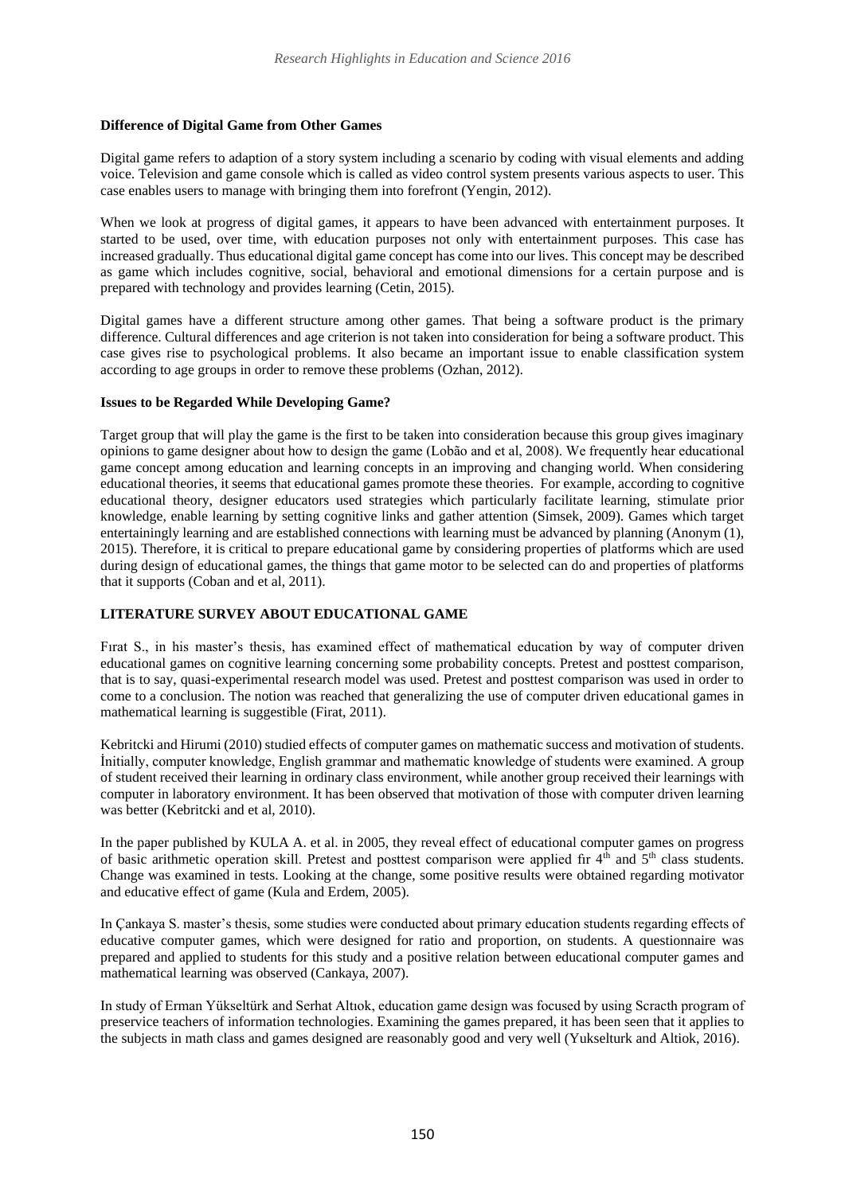**Difference of Digital Game from Other Games**

Digital game refers to adaption of a story system including a scenario by coding with visual elements and adding voice. Television and game console which is called as video control system presents various aspects to user. This case enables users to manage with bringing them into forefront (Yengin, 2012).

When we look at progress of digital games, it appears to have been advanced with entertainment purposes. It started to be used, over time, with education purposes not only with entertainment purposes. This case has increased gradually. Thus educational digital game concept has come into our lives. This concept may be described as game which includes cognitive, social, behavioral and emotional dimensions for a certain purpose and is prepared with technology and provides learning (Cetin, 2015).

Digital games have a different structure among other games. That being a software product is the primary difference. Cultural differences and age criterion is not taken into consideration for being a software product. This case gives rise to psychological problems. It also became an important issue to enable classification system according to age groups in order to remove these problems (Ozhan, 2012).

**Issues to be Regarded While Developing Game?**

Target group that will play the game is the first to be taken into consideration because this group gives imaginary opinions to game designer about how to design the game (Lobão and et al, 2008). We frequently hear educational game concept among education and learning concepts in an improving and changing world. When considering educational theories, it seems that educational games promote these theories. For example, according to cognitive educational theory, designer educators used strategies which particularly facilitate learning, stimulate prior knowledge, enable learning by setting cognitive links and gather attention (Simsek, 2009). Games which target entertainingly learning and are established connections with learning must be advanced by planning (Anonym (1), 2015). Therefore, it is critical to prepare educational game by considering properties of platforms which are used during design of educational games, the things that game motor to be selected can do and properties of platforms that it supports (Coban and et al, 2011).

## LITERATURE SURVEY ABOUT EDUCATIONAL GAME

Fırat S., in his master's thesis, has examined effect of mathematical education by way of computer driven educational games on cognitive learning concerning some probability concepts. Pretest and posttest comparison, that is to say, quasi-experimental research model was used. Pretest and posttest comparison was used in order to come to a conclusion. The notion was reached that generalizing the use of computer driven educational games in mathematical learning is suggestible (Firat, 2011).

Kebritcki and Hirumi (2010) studied effects of computer games on mathematic success and motivation of students. İnitially, computer knowledge, English grammar and mathematic knowledge of students were examined. A group of student received their learning in ordinary class environment, while another group received their learnings with computer in laboratory environment. It has been observed that motivation of those with computer driven learning was better (Kebritcki and et al, 2010).

In the paper published by KULA A. et al. in 2005, they reveal effect of educational computer games on progress of basic arithmetic operation skill. Pretest and posttest comparison were applied fır 4th and 5th class students. Change was examined in tests. Looking at the change, some positive results were obtained regarding motivator and educative effect of game (Kula and Erdem, 2005).

In Çankaya S. master's thesis, some studies were conducted about primary education students regarding effects of educative computer games, which were designed for ratio and proportion, on students. A questionnaire was prepared and applied to students for this study and a positive relation between educational computer games and mathematical learning was observed (Cankaya, 2007).

In study of Erman Yükseltürk and Serhat Altıok, education game design was focused by using Scracth program of preservice teachers of information technologies. Examining the games prepared, it has been seen that it applies to the subjects in math class and games designed are reasonably good and very well (Yukselturk and Altiok, 2016).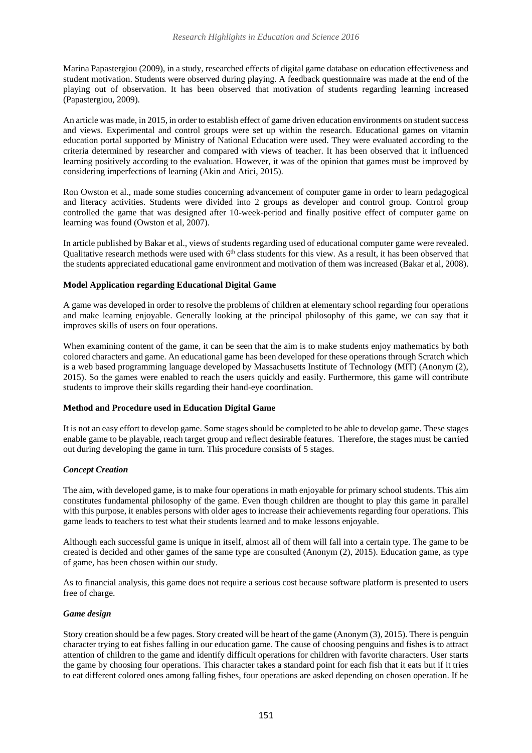Marina Papastergiou (2009), in a study, researched effects of digital game database on education effectiveness and student motivation. Students were observed during playing. A feedback questionnaire was made at the end of the playing out of observation. It has been observed that motivation of students regarding learning increased (Papastergiou, 2009).

An article was made, in 2015, in order to establish effect of game driven education environments on student success and views. Experimental and control groups were set up within the research. Educational games on vitamin education portal supported by Ministry of National Education were used. They were evaluated according to the criteria determined by researcher and compared with views of teacher. It has been observed that it influenced learning positively according to the evaluation. However, it was of the opinion that games must be improved by considering imperfections of learning (Akin and Atici, 2015).

Ron Owston et al., made some studies concerning advancement of computer game in order to learn pedagogical and literacy activities. Students were divided into 2 groups as developer and control group. Control group controlled the game that was designed after 10-week-period and finally positive effect of computer game on learning was found (Owston et al, 2007).

In article published by Bakar et al., views of students regarding used of educational computer game were revealed. Qualitative research methods were used with 6th class students for this view. As a result, it has been observed that the students appreciated educational game environment and motivation of them was increased (Bakar et al, 2008).

**Model Application regarding Educational Digital Game**

A game was developed in order to resolve the problems of children at elementary school regarding four operations and make learning enjoyable. Generally looking at the principal philosophy of this game, we can say that it improves skills of users on four operations.

When examining content of the game, it can be seen that the aim is to make students enjoy mathematics by both colored characters and game. An educational game has been developed for these operations through Scratch which is a web based programming language developed by Massachusetts Institute of Technology (MIT) (Anonym (2), 2015). So the games were enabled to reach the users quickly and easily. Furthermore, this game will contribute students to improve their skills regarding their hand-eye coordination.

**Method and Procedure used in Education Digital Game**

It is not an easy effort to develop game. Some stages should be completed to be able to develop game. These stages enable game to be playable, reach target group and reflect desirable features. Therefore, the stages must be carried out during developing the game in turn. This procedure consists of 5 stages.

***Concept Creation***

The aim, with developed game, is to make four operations in math enjoyable for primary school students. This aim constitutes fundamental philosophy of the game. Even though children are thought to play this game in parallel with this purpose, it enables persons with older ages to increase their achievements regarding four operations. This game leads to teachers to test what their students learned and to make lessons enjoyable.

Although each successful game is unique in itself, almost all of them will fall into a certain type. The game to be created is decided and other games of the same type are consulted (Anonym (2), 2015). Education game, as type of game, has been chosen within our study.

As to financial analysis, this game does not require a serious cost because software platform is presented to users free of charge.

***Game design***

Story creation should be a few pages. Story created will be heart of the game (Anonym (3), 2015). There is penguin character trying to eat fishes falling in our education game. The cause of choosing penguins and fishes is to attract attention of children to the game and identify difficult operations for children with favorite characters. User starts the game by choosing four operations. This character takes a standard point for each fish that it eats but if it tries to eat different colored ones among falling fishes, four operations are asked depending on chosen operation. If he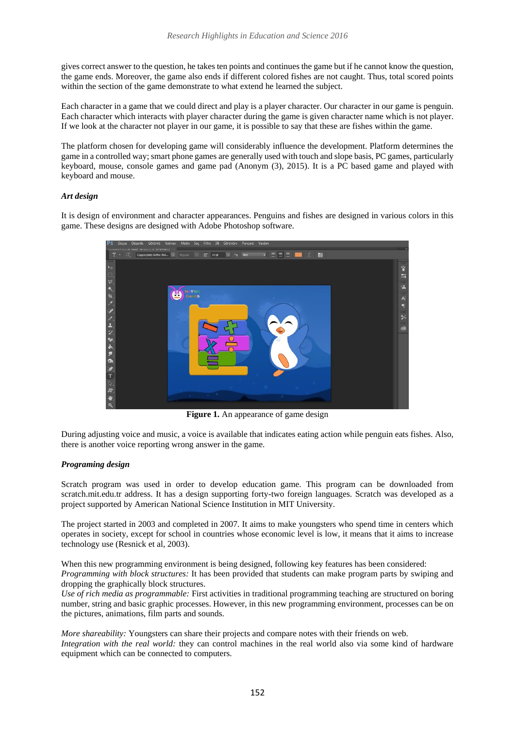gives correct answer to the question, he takes ten points and continues the game but if he cannot know the question, the game ends. Moreover, the game also ends if different colored fishes are not caught. Thus, total scored points within the section of the game demonstrate to what extend he learned the subject.

Each character in a game that we could direct and play is a player character. Our character in our game is penguin. Each character which interacts with player character during the game is given character name which is not player. If we look at the character not player in our game, it is possible to say that these are fishes within the game.

The platform chosen for developing game will considerably influence the development. Platform determines the game in a controlled way; smart phone games are generally used with touch and slope basis, PC games, particularly keyboard, mouse, console games and game pad (Anonym (3), 2015). It is a PC based game and played with keyboard and mouse.

***Art design***

It is design of environment and character appearances. Penguins and fishes are designed in various colors in this game. These designs are designed with Adobe Photoshop software.

**Figure 1.** An appearance of game design

During adjusting voice and music, a voice is available that indicates eating action while penguin eats fishes. Also, there is another voice reporting wrong answer in the game.

***Programing design***

Scratch program was used in order to develop education game. This program can be downloaded from scratch.mit.edu.tr address. It has a design supporting forty-two foreign languages. Scratch was developed as a project supported by American National Science Institution in MIT University.

The project started in 2003 and completed in 2007. It aims to make youngsters who spend time in centers which operates in society, except for school in countries whose economic level is low, it means that it aims to increase technology use (Resnick et al, 2003).

When this new programming environment is being designed, following key features has been considered:
*Programming with block structures:* It has been provided that students can make program parts by swiping and dropping the graphically block structures.
*Use of rich media as programmable:* First activities in traditional programming teaching are structured on boring number, string and basic graphic processes. However, in this new programming environment, processes can be on the pictures, animations, film parts and sounds.

*More shareability:* Youngsters can share their projects and compare notes with their friends on web.
*Integration with the real world:* they can control machines in the real world also via some kind of hardware equipment which can be connected to computers.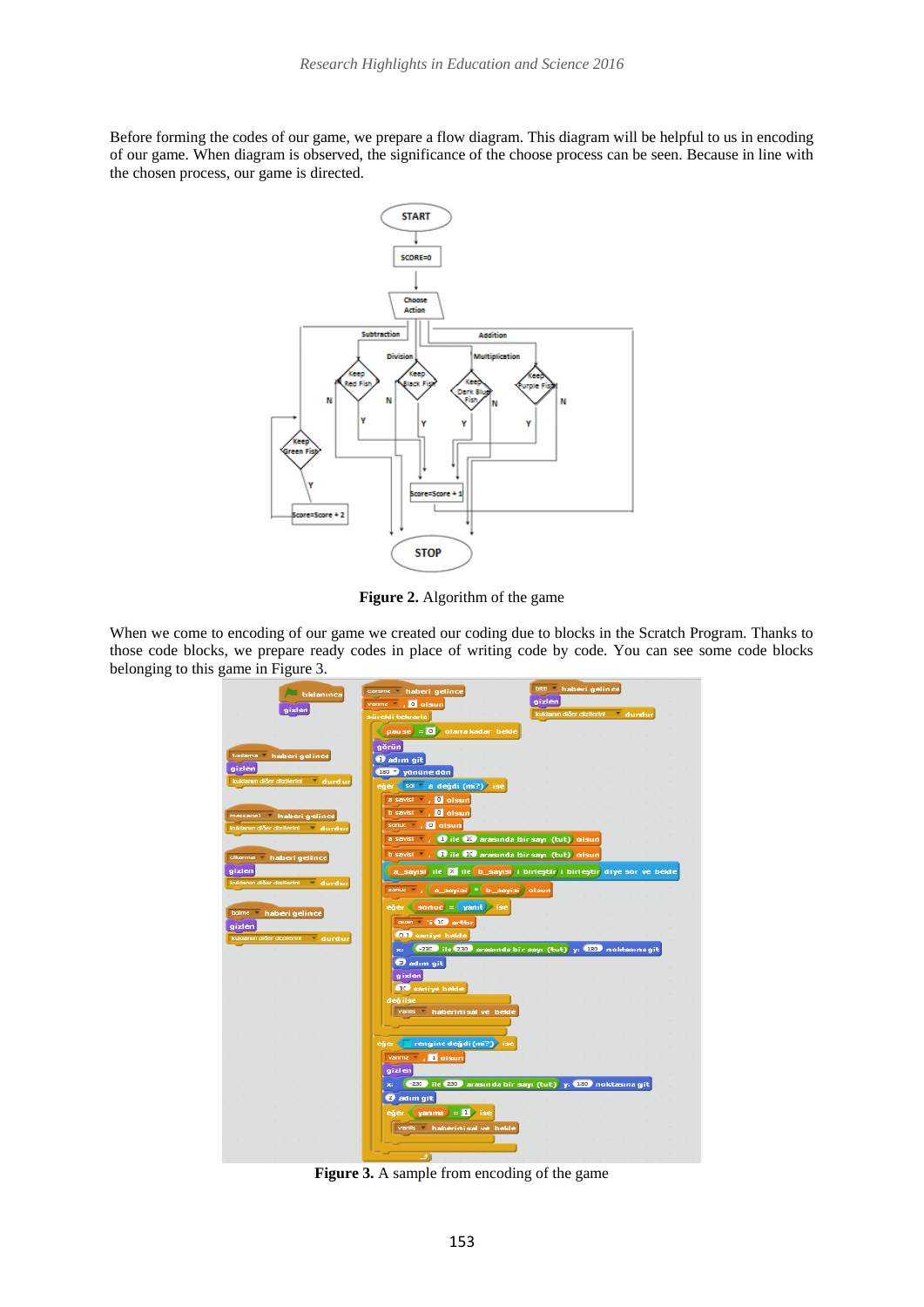Before forming the codes of our game, we prepare a flow diagram. This diagram will be helpful to us in encoding of our game. When diagram is observed, the significance of the choose process can be seen. Because in line with the chosen process, our game is directed.

**Figure 2.** Algorithm of the game

When we come to encoding of our game we created our coding due to blocks in the Scratch Program. Thanks to those code blocks, we prepare ready codes in place of writing code by code. You can see some code blocks belonging to this game in Figure 3.

**Figure 3.** A sample from encoding of the game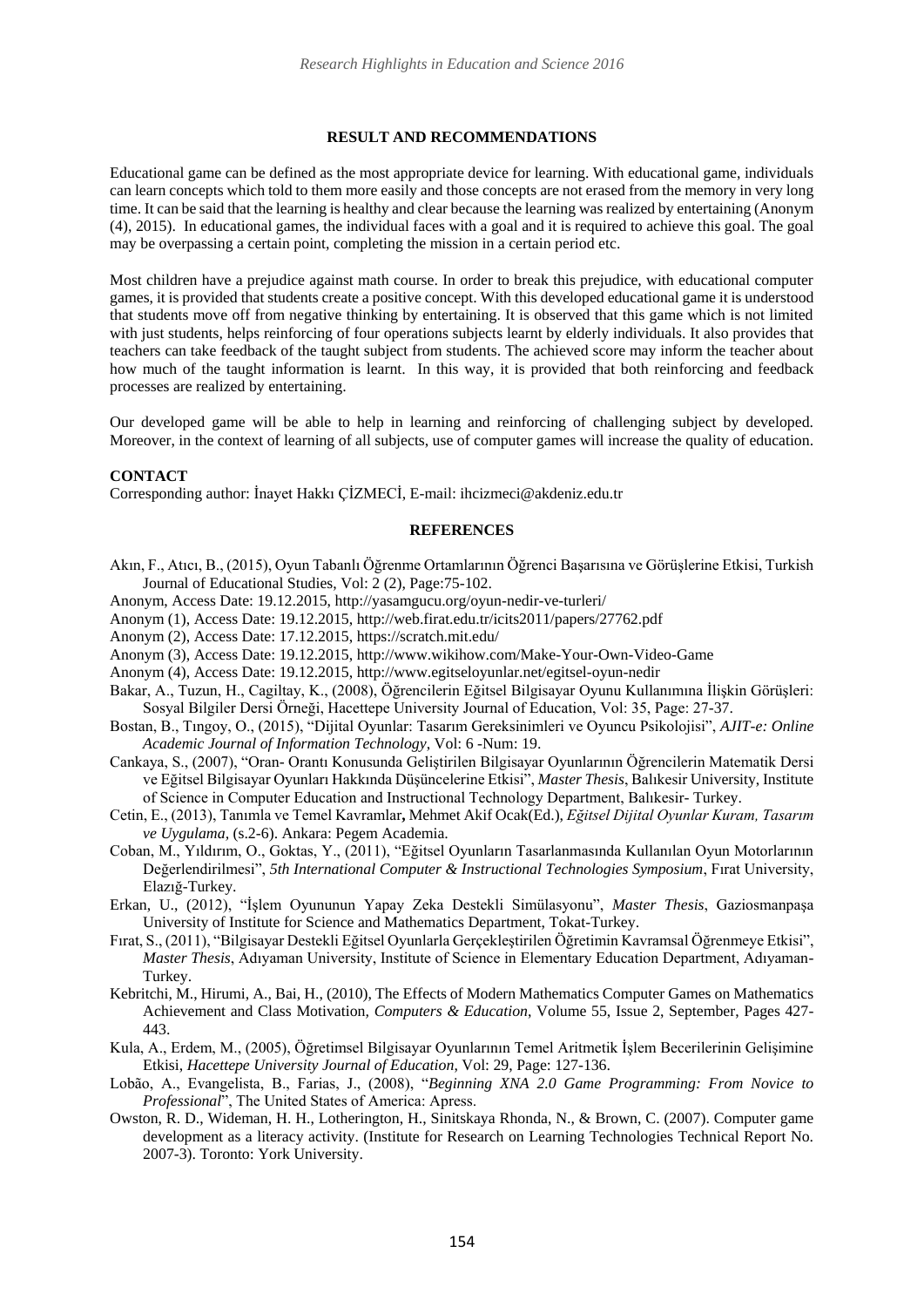## RESULT AND RECOMMENDATIONS

Educational game can be defined as the most appropriate device for learning. With educational game, individuals can learn concepts which told to them more easily and those concepts are not erased from the memory in very long time. It can be said that the learning is healthy and clear because the learning was realized by entertaining (Anonym (4), 2015). In educational games, the individual faces with a goal and it is required to achieve this goal. The goal may be overpassing a certain point, completing the mission in a certain period etc.

Most children have a prejudice against math course. In order to break this prejudice, with educational computer games, it is provided that students create a positive concept. With this developed educational game it is understood that students move off from negative thinking by entertaining. It is observed that this game which is not limited with just students, helps reinforcing of four operations subjects learnt by elderly individuals. It also provides that teachers can take feedback of the taught subject from students. The achieved score may inform the teacher about how much of the taught information is learnt. In this way, it is provided that both reinforcing and feedback processes are realized by entertaining.

Our developed game will be able to help in learning and reinforcing of challenging subject by developed. Moreover, in the context of learning of all subjects, use of computer games will increase the quality of education.

**CONTACT**

Corresponding author: İnayet Hakkı ÇİZMECİ, E-mail: ihcizmeci@akdeniz.edu.tr

## REFERENCES

Akın, F., Atıcı, B., (2015), Oyun Tabanlı Öğrenme Ortamlarının Öğrenci Başarısına ve Görüşlerine Etkisi, Turkish Journal of Educational Studies, Vol: 2 (2), Page:75-102.

Anonym, Access Date: 19.12.2015, http://yasamgucu.org/oyun-nedir-ve-turleri/

Anonym (1), Access Date: 19.12.2015, http://web.firat.edu.tr/icits2011/papers/27762.pdf

Anonym (2), Access Date: 17.12.2015, https://scratch.mit.edu/

Anonym (3), Access Date: 19.12.2015, http://www.wikihow.com/Make-Your-Own-Video-Game

Anonym (4), Access Date: 19.12.2015, http://www.egitseloyunlar.net/egitsel-oyun-nedir

Bakar, A., Tuzun, H., Cagiltay, K., (2008), Öğrencilerin Eğitsel Bilgisayar Oyunu Kullanımına İlişkin Görüşleri: Sosyal Bilgiler Dersi Örneği, Hacettepe University Journal of Education, Vol: 35, Page: 27-37.

Bostan, B., Tıngoy, O., (2015), "Dijital Oyunlar: Tasarım Gereksinimleri ve Oyuncu Psikolojisi", *AJIT-e: Online Academic Journal of Information Technology*, Vol: 6 -Num: 19.

Cankaya, S., (2007), "Oran- Orantı Konusunda Geliştirilen Bilgisayar Oyunlarının Öğrencilerin Matematik Dersi ve Eğitsel Bilgisayar Oyunları Hakkında Düşüncelerine Etkisi", *Master Thesis*, Balıkesir University, Institute of Science in Computer Education and Instructional Technology Department, Balıkesir- Turkey.

Cetin, E., (2013), Tanımla ve Temel Kavramlar**,** Mehmet Akif Ocak(Ed.), *Eğitsel Dijital Oyunlar Kuram, Tasarım ve Uygulama,* (s.2-6). Ankara: Pegem Academia.

Coban, M., Yıldırım, O., Goktas, Y., (2011), "Eğitsel Oyunların Tasarlanmasında Kullanılan Oyun Motorlarının Değerlendirilmesi", *5th International Computer & Instructional Technologies Symposium*, Fırat University, Elazığ-Turkey.

Erkan, U., (2012), "İşlem Oyununun Yapay Zeka Destekli Simülasyonu", *Master Thesis*, Gaziosmanpaşa University of Institute for Science and Mathematics Department, Tokat-Turkey.

Fırat, S., (2011), "Bilgisayar Destekli Eğitsel Oyunlarla Gerçekleştirilen Öğretimin Kavramsal Öğrenmeye Etkisi", *Master Thesis*, Adıyaman University, Institute of Science in Elementary Education Department, Adıyaman-Turkey.

Kebritchi, M., Hirumi, A., Bai, H., (2010), The Effects of Modern Mathematics Computer Games on Mathematics Achievement and Class Motivation*, Computers & Education*, Volume 55, Issue 2, September, Pages 427-443.

Kula, A., Erdem, M., (2005), Öğretimsel Bilgisayar Oyunlarının Temel Aritmetik İşlem Becerilerinin Gelişimine Etkisi, *Hacettepe University Journal of Education,* Vol: 29, Page: 127-136.

Lobão, A., Evangelista, B., Farias, J., (2008), "*Beginning XNA 2.0 Game Programming: From Novice to Professional*", The United States of America: Apress.

Owston, R. D., Wideman, H. H., Lotherington, H., Sinitskaya Rhonda, N., & Brown, C. (2007). Computer game development as a literacy activity. (Institute for Research on Learning Technologies Technical Report No. 2007-3). Toronto: York University.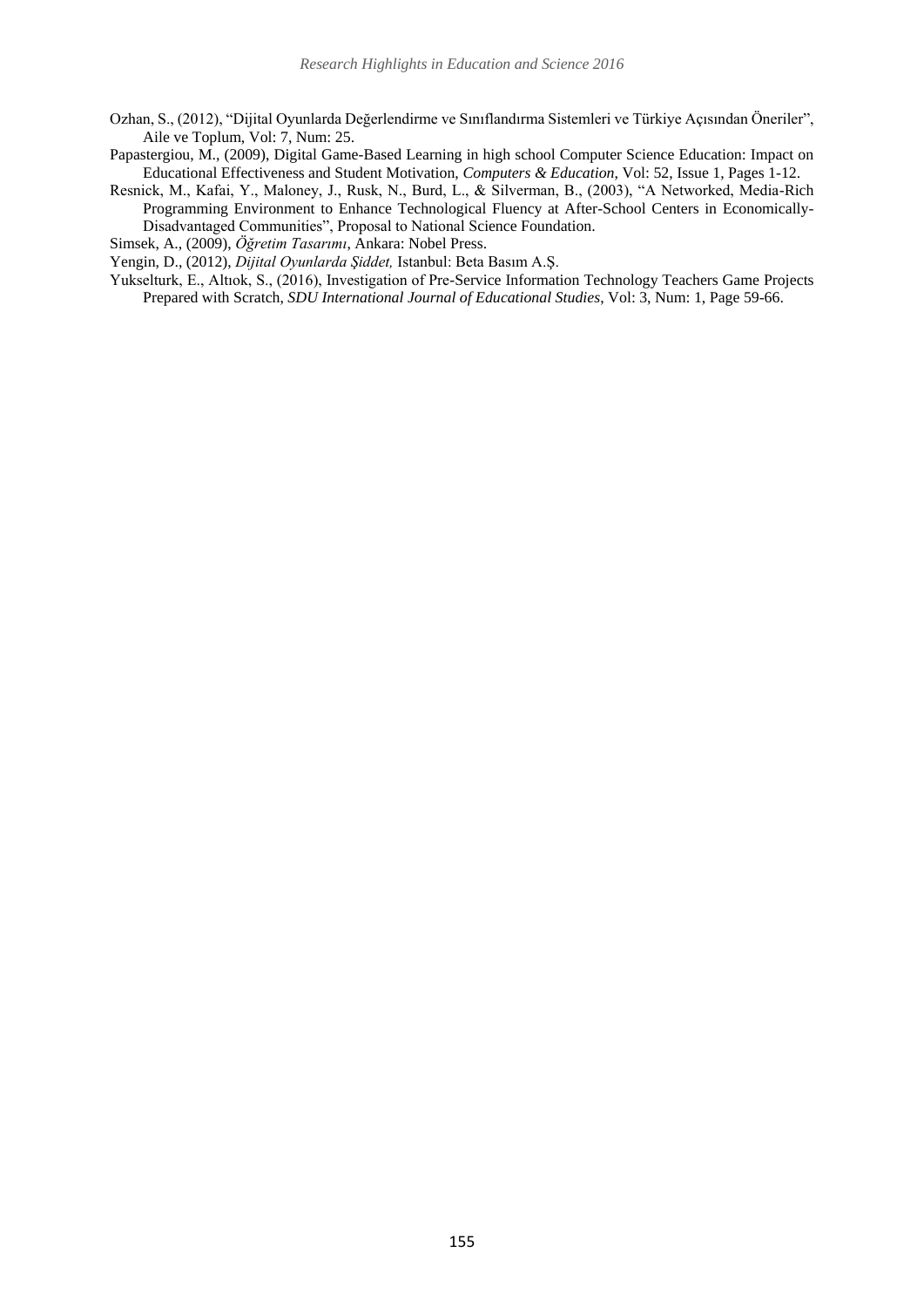Ozhan, S., (2012), "Dijital Oyunlarda Değerlendirme ve Sınıflandırma Sistemleri ve Türkiye Açısından Öneriler", Aile ve Toplum, Vol: 7, Num: 25.

Papastergiou, M., (2009), Digital Game-Based Learning in high school Computer Science Education: Impact on Educational Effectiveness and Student Motivation, *Computers & Education*, Vol: 52, Issue 1, Pages 1-12.

Resnick, M., Kafai, Y., Maloney, J., Rusk, N., Burd, L., & Silverman, B., (2003), "A Networked, Media-Rich Programming Environment to Enhance Technological Fluency at After-School Centers in Economically-Disadvantaged Communities", Proposal to National Science Foundation.

Simsek, A., (2009), *Öğretim Tasarımı*, Ankara: Nobel Press.

Yengin, D., (2012), *Dijital Oyunlarda Şiddet,* Istanbul: Beta Basım A.Ş.

Yukselturk, E., Altıok, S., (2016), Investigation of Pre-Service Information Technology Teachers Game Projects Prepared with Scratch, *SDU International Journal of Educational Studies*, Vol: 3, Num: 1, Page 59-66.